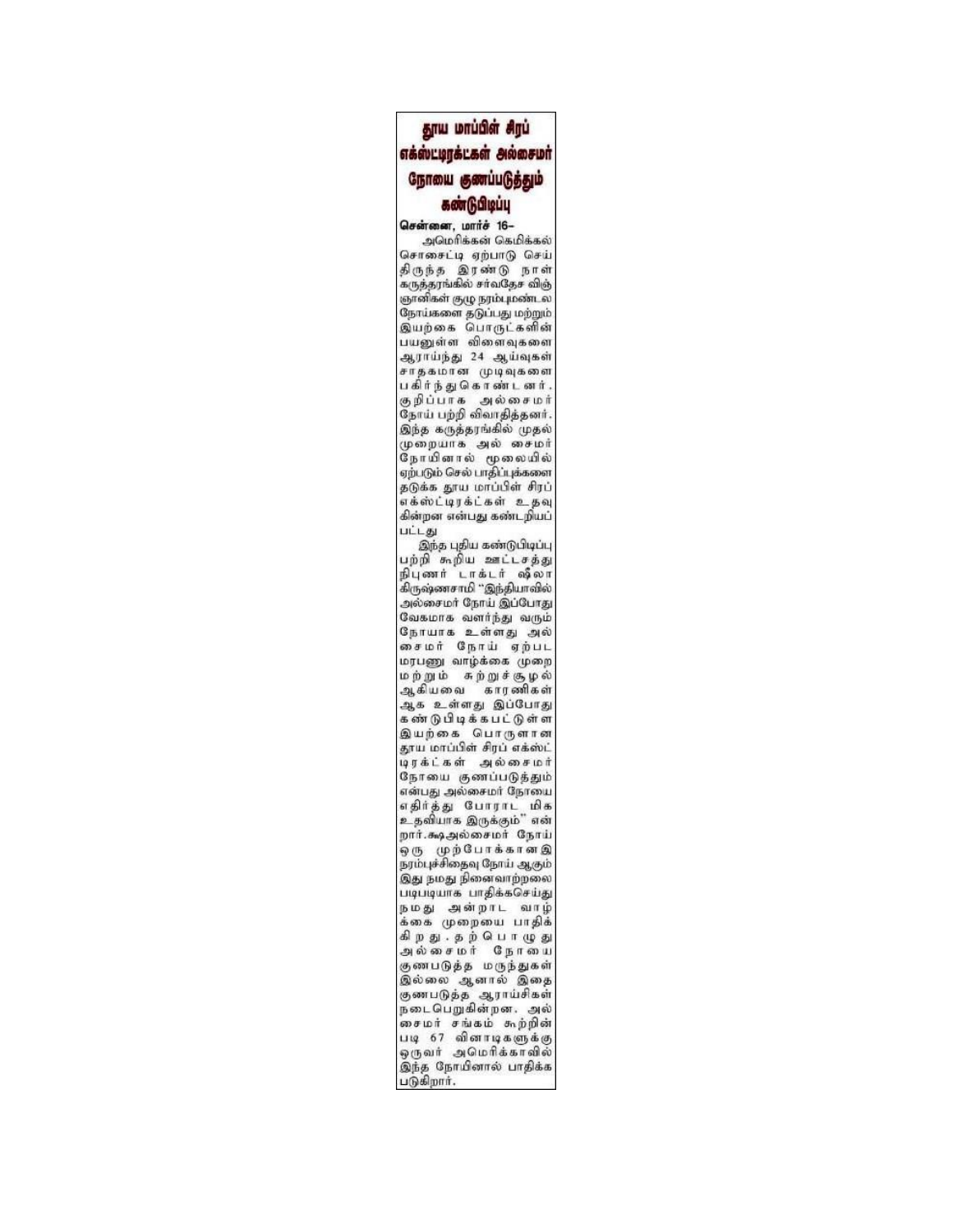# தூய மாப்பிள் சிரப் எக்ஸ்ட்டிரக்ட்கள் அல்சைமர் நோயை குணப்படுத்தும் கண்டுபிடிப்பு

**சென்னை, மார்ச் 16–**

அமெரிக்கன் கெமிக்கல் சொசைட்டி ஏற்பாடு செய்திருந்த இரண்டு நாள் கருத்தரங்கில் சர்வதேச விஞ்ஞானிகள் குழு நரம்புமண்டல நோய்களை தடுப்பது மற்றும் இயற்கை பொருட்களின் பயனுள்ள விளைவுகளை ஆராய்ந்து 24 ஆய்வுகள் சாதகமான முடிவுகளை பகிர்ந்து கொண்டனர். குறிப்பாக அல்சைமர் நோய் பற்றி விவாதித்தனர். இந்த கருத்தரங்கில் முதல் முறையாக அல் சைமர் நோயினால் மூலையில் ஏற்படும் செல் பாதிப்புக்களை தடுக்க தூய மாப்பிள் சிரப் எக்ஸ்ட்டிரக்ட்கள் உதவுகின்றன என்பது கண்டறியப் பட்டது

இந்த புதிய கண்டுபிடிப்பு பற்றி கூறிய ஊட்டசத்து நிபுணர் டாக்டர் ஷீலா கிருஷ்ணசாமி "இந்தியாவில் அல்சைமர் நோய் இப்போது வேகமாக வளர்ந்து வரும் நோயாக உள்ளது அல் சைமர் நோய் ஏற்பட மரபணு வாழ்க்கை முறை மற்றும் சுற்றுச்சூழல் ஆகியவை காரணிகள் ஆக உள்ளது இப்போது கண்டுபிடிக்கபட்டுள்ள இயற்கை பொருளான தூய மாப்பிள் சிரப் எக்ஸ்ட்டிரக்ட்கள் அல்சைமர் நோயை குணப்படுத்தும் என்பது அல்சைமர் நோயை எதிர்த்து போராட மிக உதவியாக இருக்கும்" என்றார்.கூஅல்சைமர் நோய் ஒரு முற்போக்கான இ நரம்புச்சிதைவு நோய் ஆகும் இது நமது நினைவாற்றலை படிபடியாக பாதிக்கசெய்து நமது அன்றாட வாழ்க்கை முறையை பாதிக்கிறது. தற்பொழுது அல்சைமர் நோயை குணபடுத்த மருந்துகள் இல்லை ஆனால் இதை குணபடுத்த ஆராய்சிகள் நடைபெறுகின்றன. அல் சைமர் சங்கம் கூற்றின் படி 67 வினாடிகளுக்கு ஒருவர் அமெரிக்காவில் இந்த நோயினால் பாதிக்க படுகிறார்.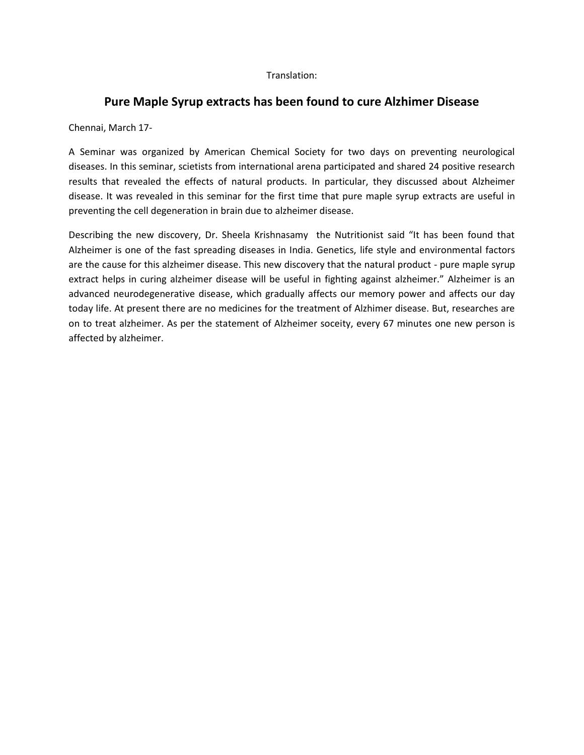Translation:

## Pure Maple Syrup extracts has been found to cure Alzhimer Disease

Chennai, March 17-

A Seminar was organized by American Chemical Society for two days on preventing neurological diseases. In this seminar, scietists from international arena participated and shared 24 positive research results that revealed the effects of natural products. In particular, they discussed about Alzheimer disease. It was revealed in this seminar for the first time that pure maple syrup extracts are useful in preventing the cell degeneration in brain due to alzheimer disease.

Describing the new discovery, Dr. Sheela Krishnasamy the Nutritionist said "It has been found that Alzheimer is one of the fast spreading diseases in India. Genetics, life style and environmental factors are the cause for this alzheimer disease. This new discovery that the natural product - pure maple syrup extract helps in curing alzheimer disease will be useful in fighting against alzheimer." Alzheimer is an advanced neurodegenerative disease, which gradually affects our memory power and affects our day today life. At present there are no medicines for the treatment of Alzhimer disease. But, researches are on to treat alzheimer. As per the statement of Alzheimer soceity, every 67 minutes one new person is affected by alzheimer.